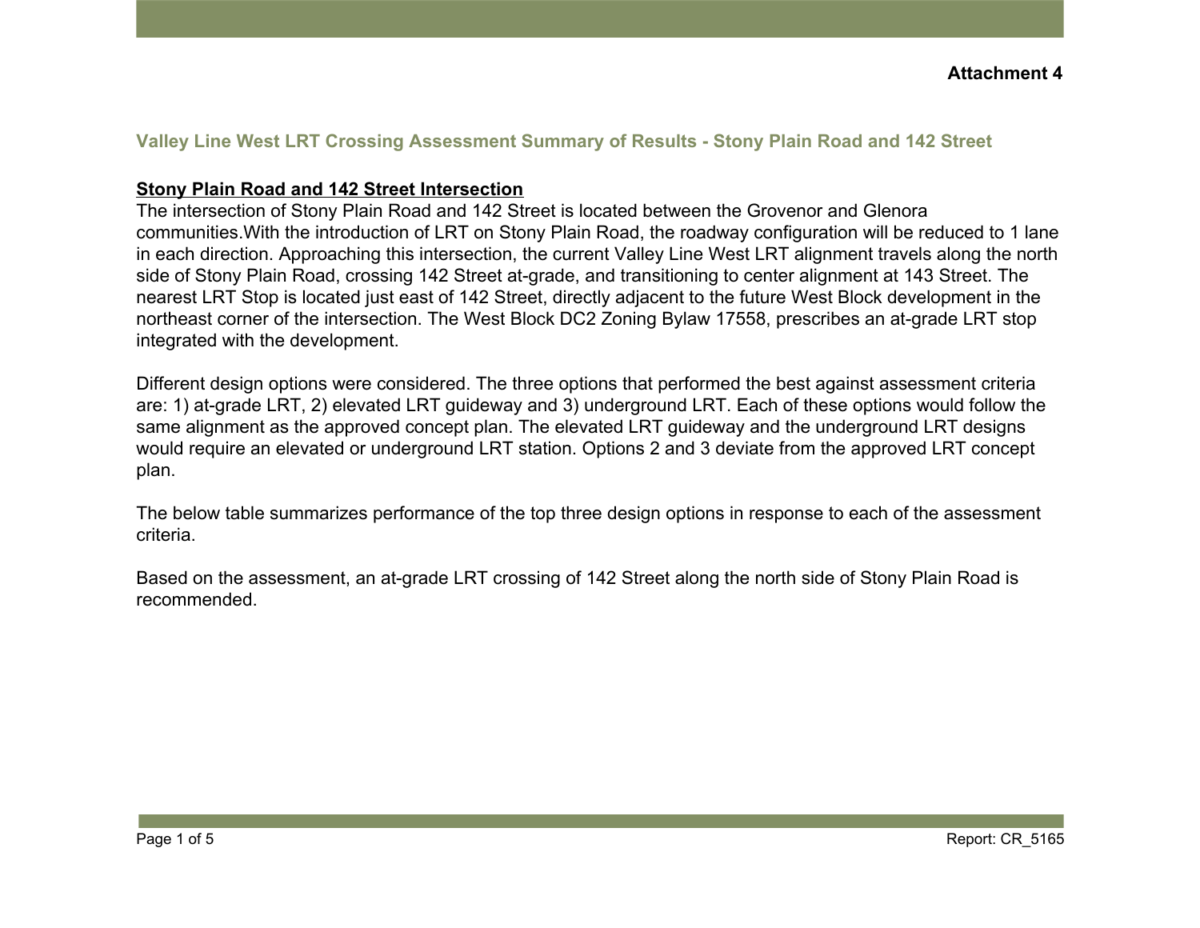**Attachment 4**

## Valley Line West LRT Crossing Assessment Summary of Results - Stony Plain Road and 142 Street

### Stony Plain Road and 142 Street Intersection

The intersection of Stony Plain Road and 142 Street is located between the Grovenor and Glenora communities.With the introduction of LRT on Stony Plain Road, the roadway configuration will be reduced to 1 lane in each direction. Approaching this intersection, the current Valley Line West LRT alignment travels along the north side of Stony Plain Road, crossing 142 Street at-grade, and transitioning to center alignment at 143 Street. The nearest LRT Stop is located just east of 142 Street, directly adjacent to the future West Block development in the northeast corner of the intersection. The West Block DC2 Zoning Bylaw 17558, prescribes an at-grade LRT stop integrated with the development.

Different design options were considered. The three options that performed the best against assessment criteria are: 1) at-grade LRT, 2) elevated LRT guideway and 3) underground LRT. Each of these options would follow the same alignment as the approved concept plan. The elevated LRT guideway and the underground LRT designs would require an elevated or underground LRT station. Options 2 and 3 deviate from the approved LRT concept plan.

The below table summarizes performance of the top three design options in response to each of the assessment criteria.

Based on the assessment, an at-grade LRT crossing of 142 Street along the north side of Stony Plain Road is recommended.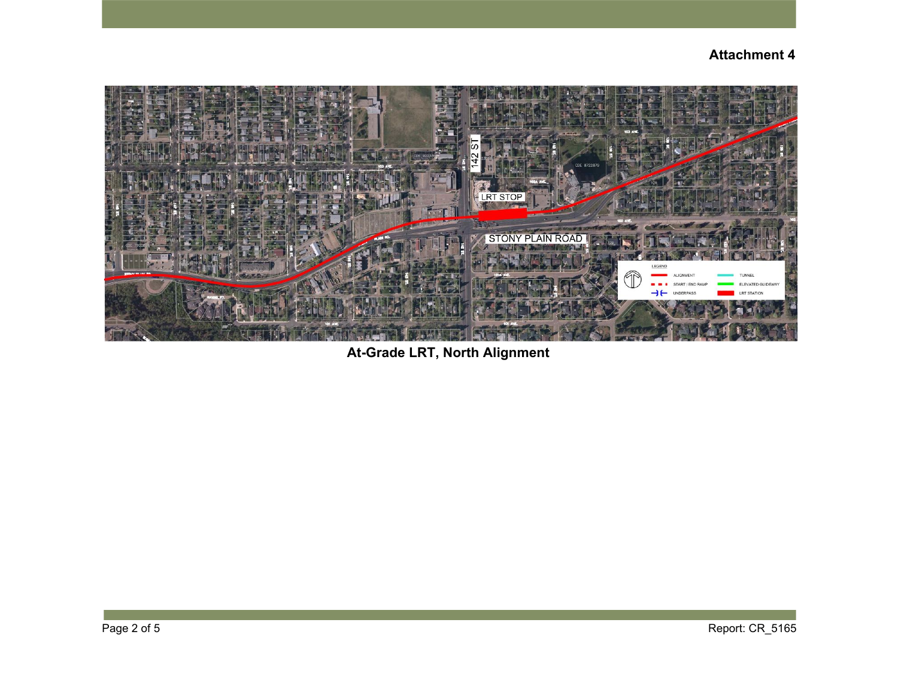**Attachment 4**

**At-Grade LRT, North Alignment**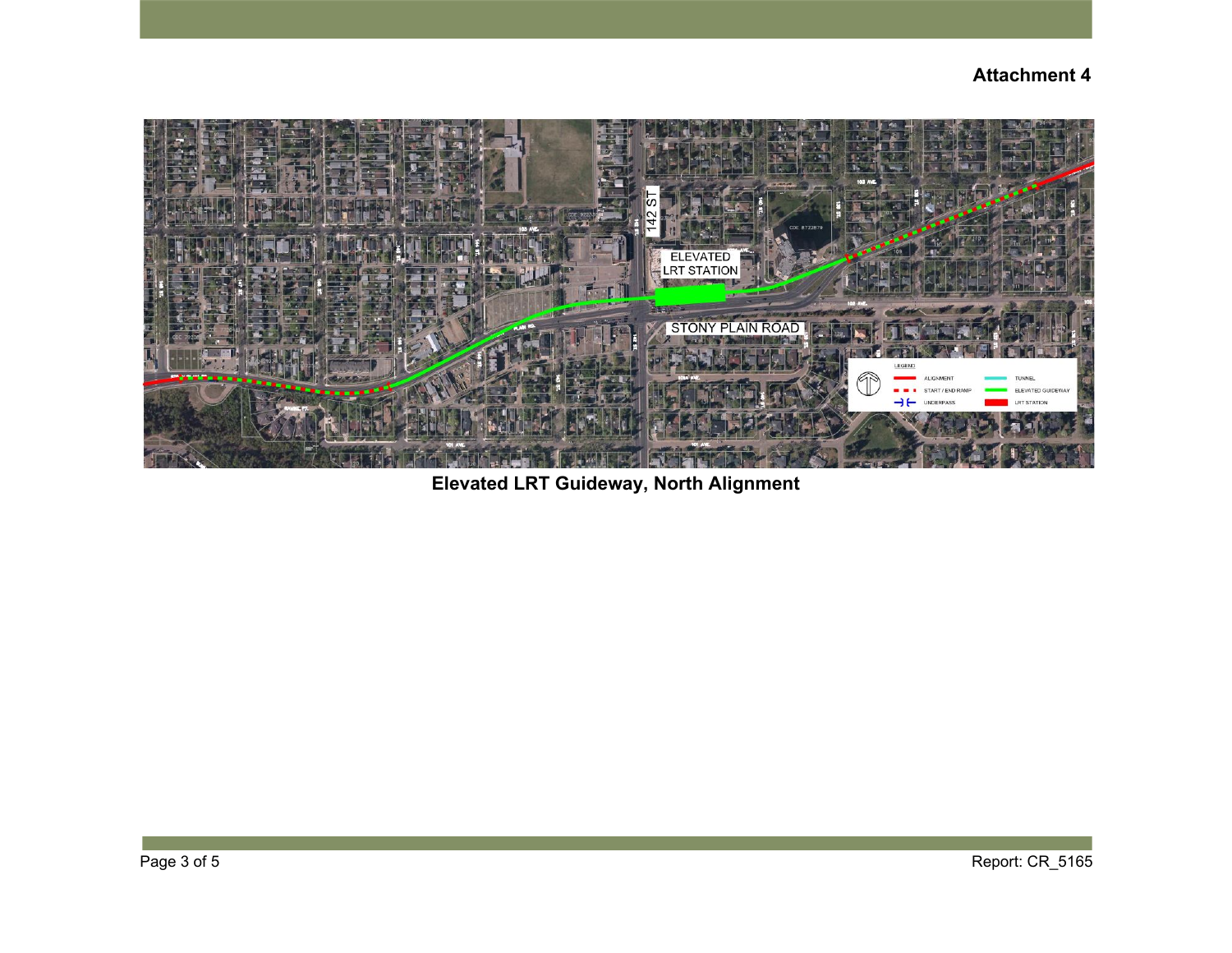**Attachment 4**

**Elevated LRT Guideway, North Alignment**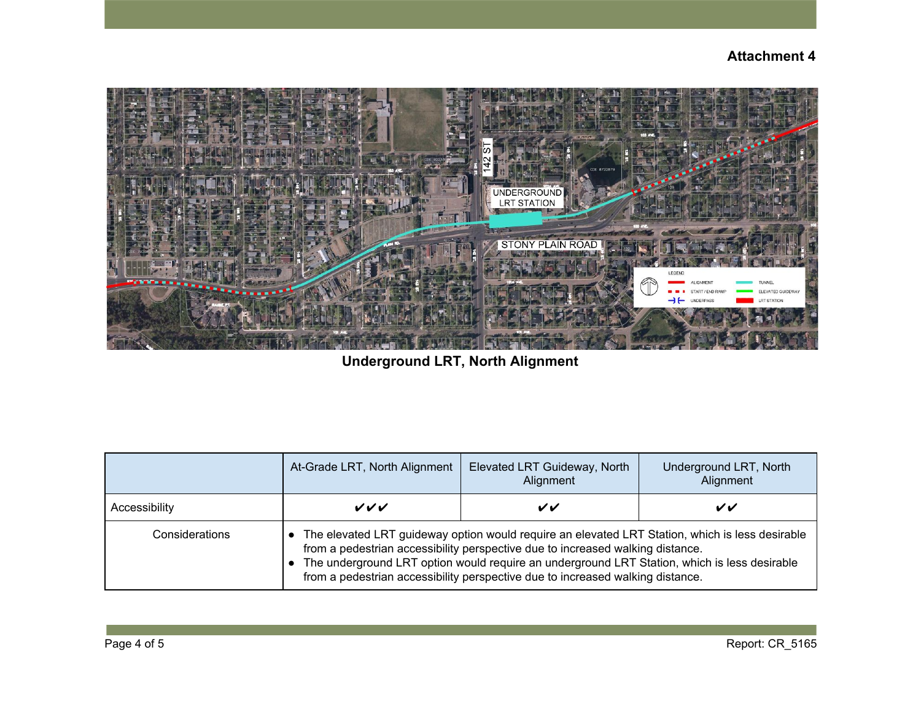**Attachment 4**

**Underground LRT, North Alignment**

| | At-Grade LRT, North Alignment | Elevated LRT Guideway, North Alignment | Underground LRT, North Alignment |
|---|---|---|---|
| Accessibility | ✔✔✔ | ✔✔ | ✔✔ |
| Considerations | ● The elevated LRT guideway option would require an elevated LRT Station, which is less desirable from a pedestrian accessibility perspective due to increased walking distance.<br>● The underground LRT option would require an underground LRT Station, which is less desirable from a pedestrian accessibility perspective due to increased walking distance. | | |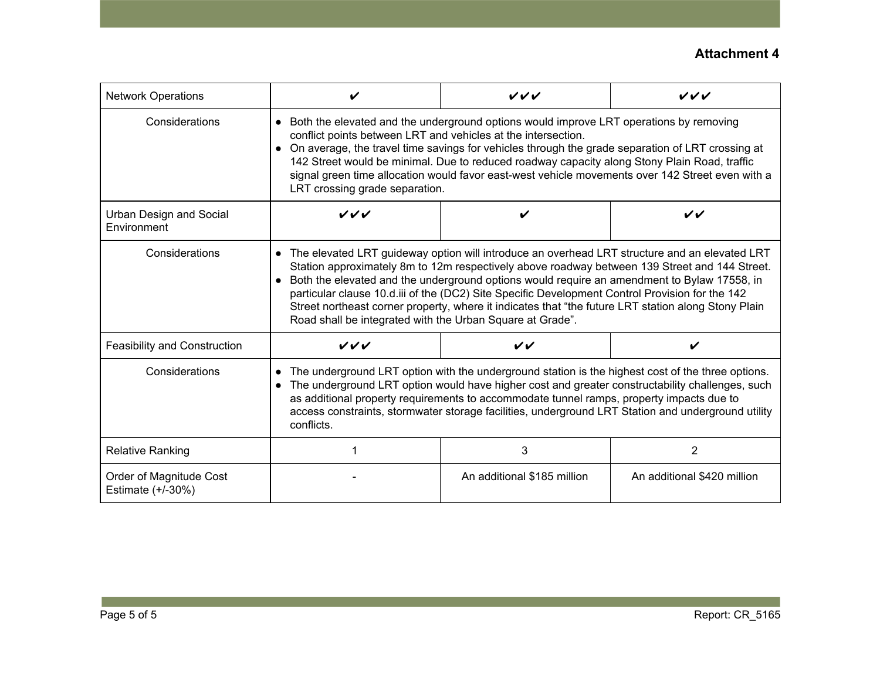**Attachment 4**

| | | | |
|---|---|---|---|
| Network Operations | ✔ | ✔✔✔ | ✔✔✔ |
| Considerations | • Both the elevated and the underground options would improve LRT operations by removing conflict points between LRT and vehicles at the intersection.<br>• On average, the travel time savings for vehicles through the grade separation of LRT crossing at 142 Street would be minimal. Due to reduced roadway capacity along Stony Plain Road, traffic signal green time allocation would favor east-west vehicle movements over 142 Street even with a LRT crossing grade separation. | | |
| Urban Design and Social Environment | ✔✔✔ | ✔ | ✔✔ |
| Considerations | • The elevated LRT guideway option will introduce an overhead LRT structure and an elevated LRT Station approximately 8m to 12m respectively above roadway between 139 Street and 144 Street.<br>• Both the elevated and the underground options would require an amendment to Bylaw 17558, in particular clause 10.d.iii of the (DC2) Site Specific Development Control Provision for the 142 Street northeast corner property, where it indicates that "the future LRT station along Stony Plain Road shall be integrated with the Urban Square at Grade". | | |
| Feasibility and Construction | ✔✔✔ | ✔✔ | ✔ |
| Considerations | • The underground LRT option with the underground station is the highest cost of the three options.<br>• The underground LRT option would have higher cost and greater constructability challenges, such as additional property requirements to accommodate tunnel ramps, property impacts due to access constraints, stormwater storage facilities, underground LRT Station and underground utility conflicts. | | |
| Relative Ranking | 1 | 3 | 2 |
| Order of Magnitude Cost Estimate (+/-30%) | - | An additional $185 million | An additional $420 million |